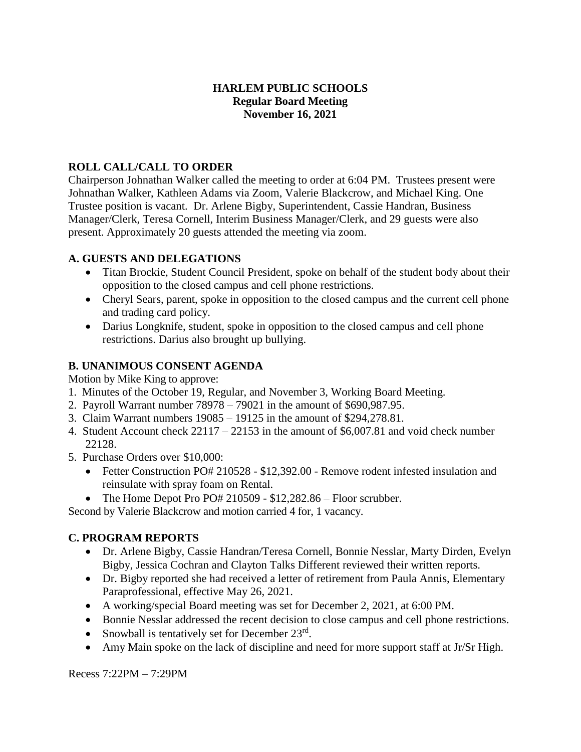**HARLEM PUBLIC SCHOOLS**
**Regular Board Meeting**
**November 16, 2021**

## ROLL CALL/CALL TO ORDER

Chairperson Johnathan Walker called the meeting to order at 6:04 PM. Trustees present were Johnathan Walker, Kathleen Adams via Zoom, Valerie Blackcrow, and Michael King. One Trustee position is vacant. Dr. Arlene Bigby, Superintendent, Cassie Handran, Business Manager/Clerk, Teresa Cornell, Interim Business Manager/Clerk, and 29 guests were also present. Approximately 20 guests attended the meeting via zoom.

## A. GUESTS AND DELEGATIONS

- Titan Brockie, Student Council President, spoke on behalf of the student body about their opposition to the closed campus and cell phone restrictions.
- Cheryl Sears, parent, spoke in opposition to the closed campus and the current cell phone and trading card policy.
- Darius Longknife, student, spoke in opposition to the closed campus and cell phone restrictions. Darius also brought up bullying.

## B. UNANIMOUS CONSENT AGENDA

Motion by Mike King to approve:

1. Minutes of the October 19, Regular, and November 3, Working Board Meeting.
2. Payroll Warrant number 78978 – 79021 in the amount of $690,987.95.
3. Claim Warrant numbers 19085 – 19125 in the amount of $294,278.81.
4. Student Account check 22117 – 22153 in the amount of $6,007.81 and void check number 22128.
5. Purchase Orders over $10,000:
   - Fetter Construction PO# 210528 - $12,392.00 - Remove rodent infested insulation and reinsulate with spray foam on Rental.
   - The Home Depot Pro PO# 210509 - $12,282.86 – Floor scrubber.

Second by Valerie Blackcrow and motion carried 4 for, 1 vacancy.

## C. PROGRAM REPORTS

- Dr. Arlene Bigby, Cassie Handran/Teresa Cornell, Bonnie Nesslar, Marty Dirden, Evelyn Bigby, Jessica Cochran and Clayton Talks Different reviewed their written reports.
- Dr. Bigby reported she had received a letter of retirement from Paula Annis, Elementary Paraprofessional, effective May 26, 2021.
- A working/special Board meeting was set for December 2, 2021, at 6:00 PM.
- Bonnie Nesslar addressed the recent decision to close campus and cell phone restrictions.
- Snowball is tentatively set for December 23rd.
- Amy Main spoke on the lack of discipline and need for more support staff at Jr/Sr High.

Recess 7:22PM – 7:29PM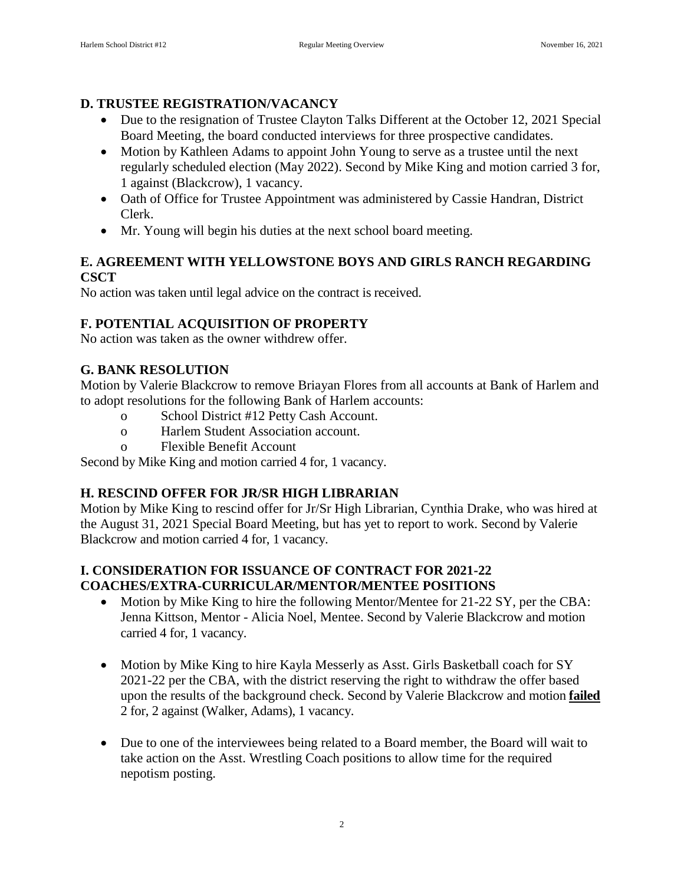## D. TRUSTEE REGISTRATION/VACANCY

- Due to the resignation of Trustee Clayton Talks Different at the October 12, 2021 Special Board Meeting, the board conducted interviews for three prospective candidates.
- Motion by Kathleen Adams to appoint John Young to serve as a trustee until the next regularly scheduled election (May 2022). Second by Mike King and motion carried 3 for, 1 against (Blackcrow), 1 vacancy.
- Oath of Office for Trustee Appointment was administered by Cassie Handran, District Clerk.
- Mr. Young will begin his duties at the next school board meeting.

## E. AGREEMENT WITH YELLOWSTONE BOYS AND GIRLS RANCH REGARDING CSCT

No action was taken until legal advice on the contract is received.

## F. POTENTIAL ACQUISITION OF PROPERTY

No action was taken as the owner withdrew offer.

## G. BANK RESOLUTION

Motion by Valerie Blackcrow to remove Briayan Flores from all accounts at Bank of Harlem and to adopt resolutions for the following Bank of Harlem accounts:

- School District #12 Petty Cash Account.
- Harlem Student Association account.
- Flexible Benefit Account

Second by Mike King and motion carried 4 for, 1 vacancy.

## H. RESCIND OFFER FOR JR/SR HIGH LIBRARIAN

Motion by Mike King to rescind offer for Jr/Sr High Librarian, Cynthia Drake, who was hired at the August 31, 2021 Special Board Meeting, but has yet to report to work. Second by Valerie Blackcrow and motion carried 4 for, 1 vacancy.

## I. CONSIDERATION FOR ISSUANCE OF CONTRACT FOR 2021-22 COACHES/EXTRA-CURRICULAR/MENTOR/MENTEE POSITIONS

- Motion by Mike King to hire the following Mentor/Mentee for 21-22 SY, per the CBA: Jenna Kittson, Mentor - Alicia Noel, Mentee. Second by Valerie Blackcrow and motion carried 4 for, 1 vacancy.

- Motion by Mike King to hire Kayla Messerly as Asst. Girls Basketball coach for SY 2021-22 per the CBA, with the district reserving the right to withdraw the offer based upon the results of the background check. Second by Valerie Blackcrow and motion **failed** 2 for, 2 against (Walker, Adams), 1 vacancy.

- Due to one of the interviewees being related to a Board member, the Board will wait to take action on the Asst. Wrestling Coach positions to allow time for the required nepotism posting.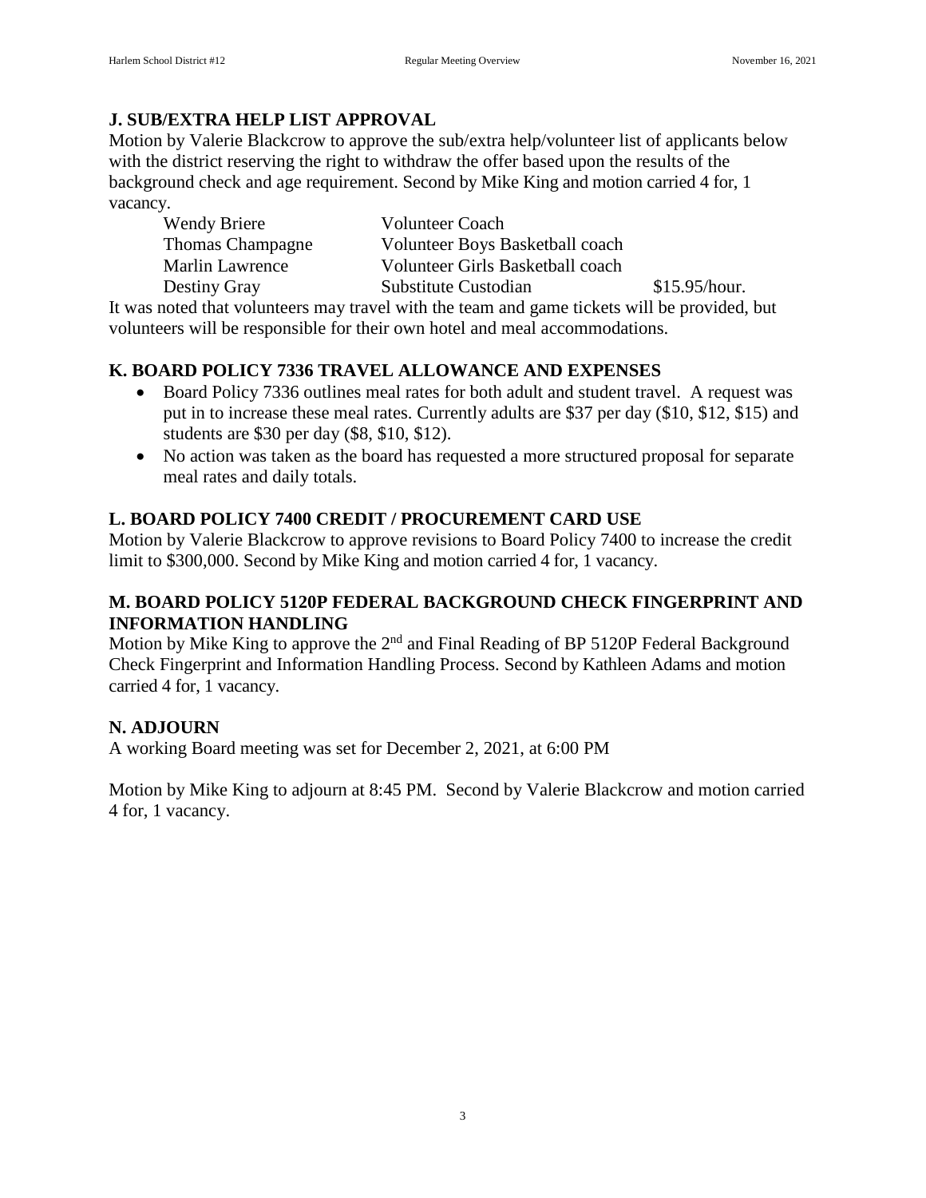### J. SUB/EXTRA HELP LIST APPROVAL

Motion by Valerie Blackcrow to approve the sub/extra help/volunteer list of applicants below with the district reserving the right to withdraw the offer based upon the results of the background check and age requirement. Second by Mike King and motion carried 4 for, 1 vacancy.

| | | |
|---|---|---|
| Wendy Briere | Volunteer Coach | |
| Thomas Champagne | Volunteer Boys Basketball coach | |
| Marlin Lawrence | Volunteer Girls Basketball coach | |
| Destiny Gray | Substitute Custodian | $15.95/hour. |

It was noted that volunteers may travel with the team and game tickets will be provided, but volunteers will be responsible for their own hotel and meal accommodations.

### K. BOARD POLICY 7336 TRAVEL ALLOWANCE AND EXPENSES

- Board Policy 7336 outlines meal rates for both adult and student travel. A request was put in to increase these meal rates. Currently adults are $37 per day ($10, $12, $15) and students are $30 per day ($8, $10, $12).
- No action was taken as the board has requested a more structured proposal for separate meal rates and daily totals.

### L. BOARD POLICY 7400 CREDIT / PROCUREMENT CARD USE

Motion by Valerie Blackcrow to approve revisions to Board Policy 7400 to increase the credit limit to $300,000. Second by Mike King and motion carried 4 for, 1 vacancy.

### M. BOARD POLICY 5120P FEDERAL BACKGROUND CHECK FINGERPRINT AND INFORMATION HANDLING

Motion by Mike King to approve the 2nd and Final Reading of BP 5120P Federal Background Check Fingerprint and Information Handling Process. Second by Kathleen Adams and motion carried 4 for, 1 vacancy.

### N. ADJOURN

A working Board meeting was set for December 2, 2021, at 6:00 PM

Motion by Mike King to adjourn at 8:45 PM. Second by Valerie Blackcrow and motion carried 4 for, 1 vacancy.